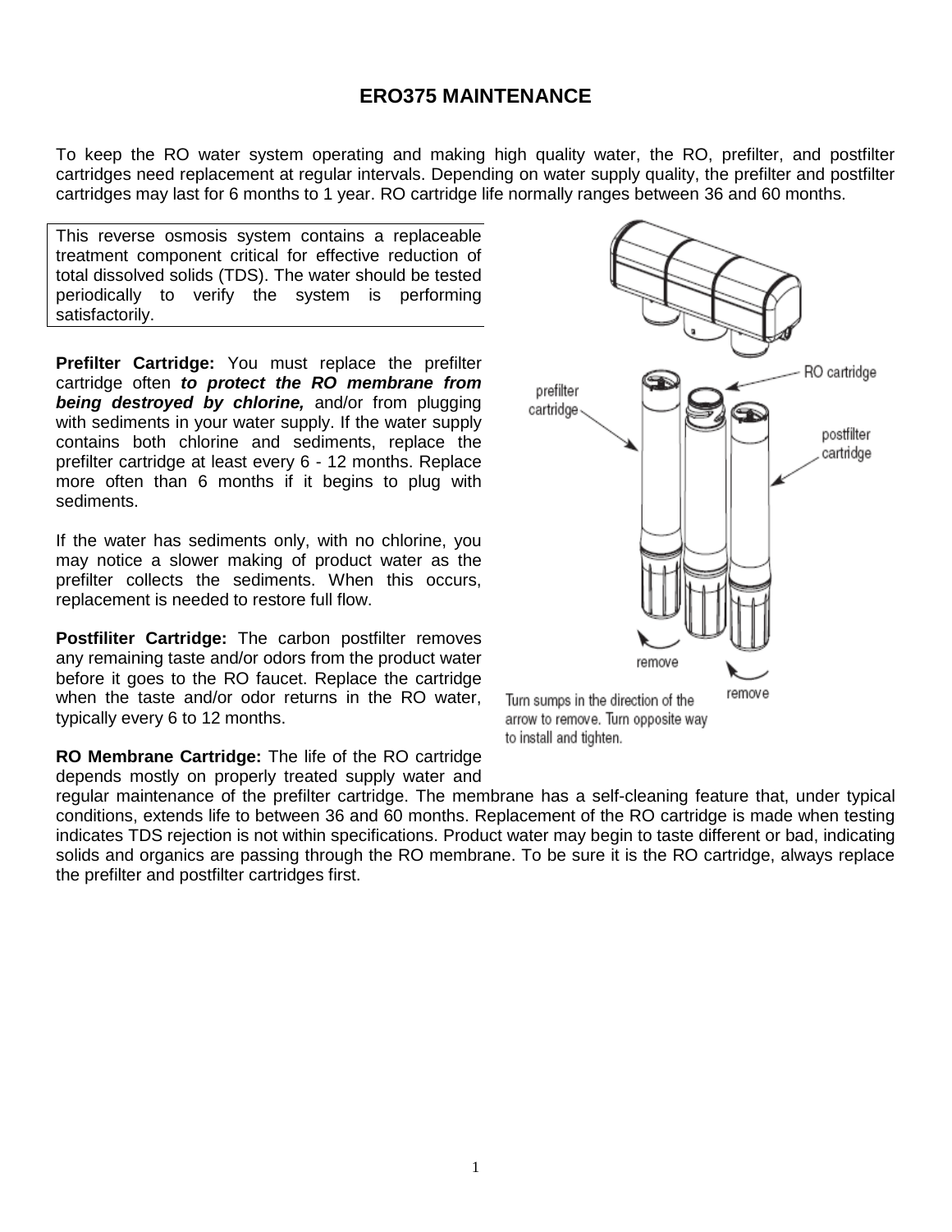# ERO375 MAINTENANCE

To keep the RO water system operating and making high quality water, the RO, prefilter, and postfilter cartridges need replacement at regular intervals. Depending on water supply quality, the prefilter and postfilter cartridges may last for 6 months to 1 year. RO cartridge life normally ranges between 36 and 60 months.

This reverse osmosis system contains a replaceable treatment component critical for effective reduction of total dissolved solids (TDS). The water should be tested periodically to verify the system is performing satisfactorily.

**Prefilter Cartridge:** You must replace the prefilter cartridge often ***to protect the RO membrane from being destroyed by chlorine,*** and/or from plugging with sediments in your water supply. If the water supply contains both chlorine and sediments, replace the prefilter cartridge at least every 6 - 12 months. Replace more often than 6 months if it begins to plug with sediments.

If the water has sediments only, with no chlorine, you may notice a slower making of product water as the prefilter collects the sediments. When this occurs, replacement is needed to restore full flow.

**Postfiliter Cartridge:** The carbon postfilter removes any remaining taste and/or odors from the product water before it goes to the RO faucet. Replace the cartridge when the taste and/or odor returns in the RO water, typically every 6 to 12 months.

Turn sumps in the direction of the arrow to remove. Turn opposite way to install and tighten.

**RO Membrane Cartridge:** The life of the RO cartridge depends mostly on properly treated supply water and regular maintenance of the prefilter cartridge. The membrane has a self-cleaning feature that, under typical conditions, extends life to between 36 and 60 months. Replacement of the RO cartridge is made when testing indicates TDS rejection is not within specifications. Product water may begin to taste different or bad, indicating solids and organics are passing through the RO membrane. To be sure it is the RO cartridge, always replace the prefilter and postfilter cartridges first.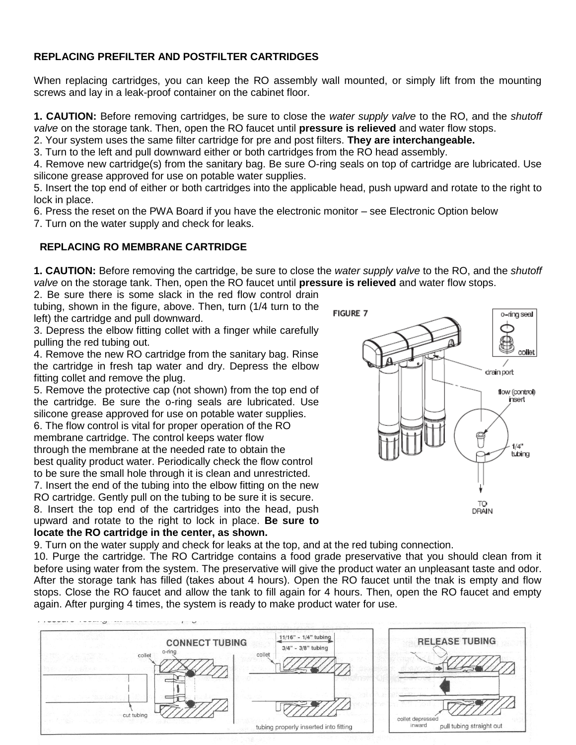## REPLACING PREFILTER AND POSTFILTER CARTRIDGES

When replacing cartridges, you can keep the RO assembly wall mounted, or simply lift from the mounting screws and lay in a leak-proof container on the cabinet floor.

**1. CAUTION:** Before removing cartridges, be sure to close the *water supply valve* to the RO, and the *shutoff valve* on the storage tank. Then, open the RO faucet until **pressure is relieved** and water flow stops.
2. Your system uses the same filter cartridge for pre and post filters. **They are interchangeable.**
3. Turn to the left and pull downward either or both cartridges from the RO head assembly.
4. Remove new cartridge(s) from the sanitary bag. Be sure O-ring seals on top of cartridge are lubricated. Use silicone grease approved for use on potable water supplies.
5. Insert the top end of either or both cartridges into the applicable head, push upward and rotate to the right to lock in place.
6. Press the reset on the PWA Board if you have the electronic monitor – see Electronic Option below
7. Turn on the water supply and check for leaks.

## REPLACING RO MEMBRANE CARTRIDGE

**1. CAUTION:** Before removing the cartridge, be sure to close the *water supply valve* to the RO, and the *shutoff valve* on the storage tank. Then, open the RO faucet until **pressure is relieved** and water flow stops.
2. Be sure there is some slack in the red flow control drain tubing, shown in the figure, above. Then, turn (1/4 turn to the left) the cartridge and pull downward.
3. Depress the elbow fitting collet with a finger while carefully pulling the red tubing out.
4. Remove the new RO cartridge from the sanitary bag. Rinse the cartridge in fresh tap water and dry. Depress the elbow fitting collet and remove the plug.
5. Remove the protective cap (not shown) from the top end of the cartridge. Be sure the o-ring seals are lubricated. Use silicone grease approved for use on potable water supplies.
6. The flow control is vital for proper operation of the RO membrane cartridge. The control keeps water flow through the membrane at the needed rate to obtain the best quality product water. Periodically check the flow control to be sure the small hole through it is clean and unrestricted.
7. Insert the end of the tubing into the elbow fitting on the new RO cartridge. Gently pull on the tubing to be sure it is secure.
8. Insert the top end of the cartridges into the head, push upward and rotate to the right to lock in place. **Be sure to locate the RO cartridge in the center, as shown.**
9. Turn on the water supply and check for leaks at the top, and at the red tubing connection.
10. Purge the cartridge. The RO Cartridge contains a food grade preservative that you should clean from it before using water from the system. The preservative will give the product water an unpleasant taste and odor. After the storage tank has filled (takes about 4 hours). Open the RO faucet until the tnak is empty and flow stops. Close the RO faucet and allow the tank to fill again for 4 hours. Then, open the RO faucet and empty again. After purging 4 times, the system is ready to make product water for use.

FIGURE 7

o-ring seal
collet
drain port
flow (control) insert
1/4" tubing
TO DRAIN

CONNECT TUBING
collet
o-ring
cut tubing
11/16" - 1/4" tubing
3/4" - 3/8" tubing
collet
tubing properly inserted into fitting

RELEASE TUBING
collet depressed inward
pull tubing straight out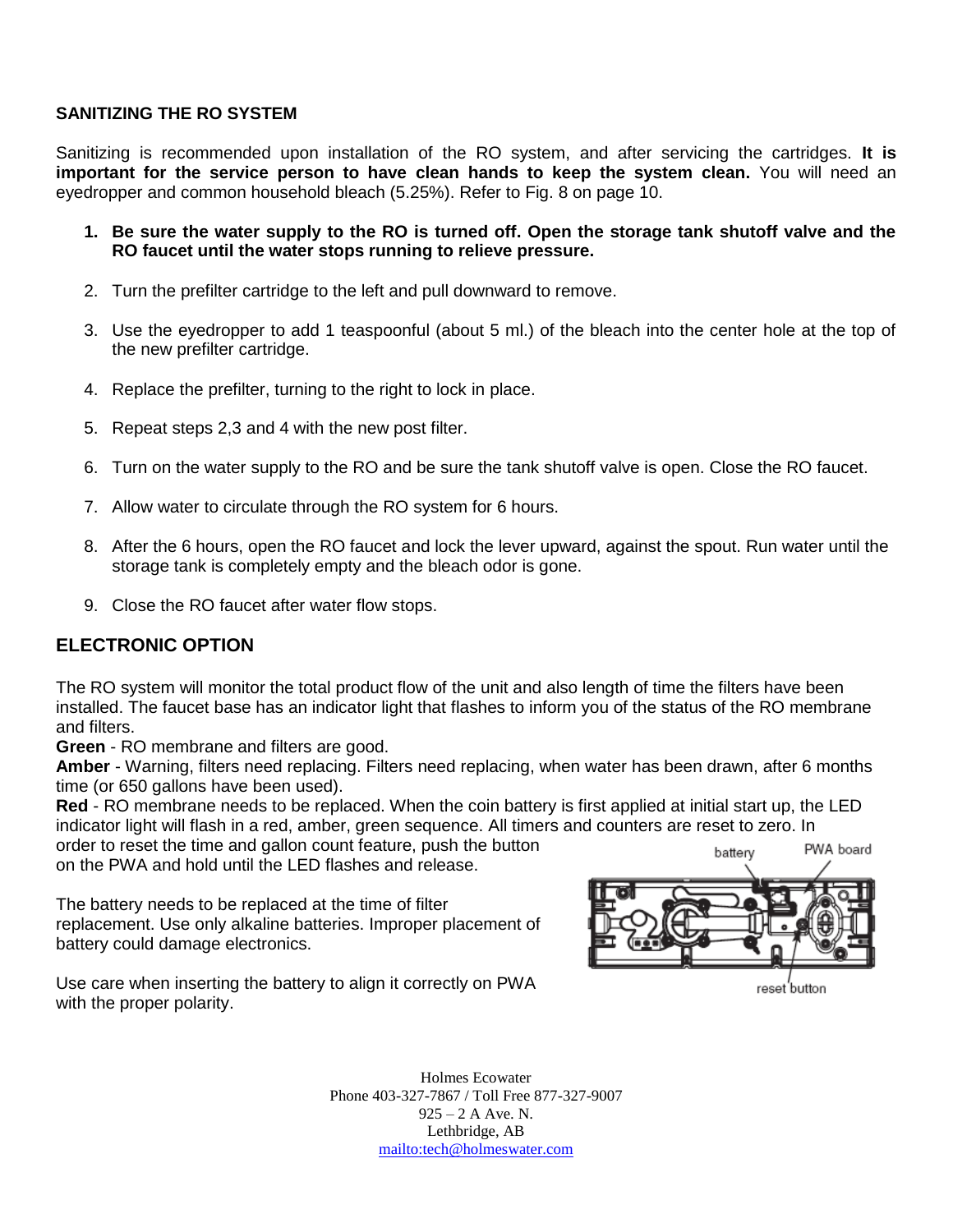## SANITIZING THE RO SYSTEM

Sanitizing is recommended upon installation of the RO system, and after servicing the cartridges. **It is important for the service person to have clean hands to keep the system clean.** You will need an eyedropper and common household bleach (5.25%). Refer to Fig. 8 on page 10.

1. **Be sure the water supply to the RO is turned off. Open the storage tank shutoff valve and the RO faucet until the water stops running to relieve pressure.**
2. Turn the prefilter cartridge to the left and pull downward to remove.
3. Use the eyedropper to add 1 teaspoonful (about 5 ml.) of the bleach into the center hole at the top of the new prefilter cartridge.
4. Replace the prefilter, turning to the right to lock in place.
5. Repeat steps 2,3 and 4 with the new post filter.
6. Turn on the water supply to the RO and be sure the tank shutoff valve is open. Close the RO faucet.
7. Allow water to circulate through the RO system for 6 hours.
8. After the 6 hours, open the RO faucet and lock the lever upward, against the spout. Run water until the storage tank is completely empty and the bleach odor is gone.
9. Close the RO faucet after water flow stops.

## ELECTRONIC OPTION

The RO system will monitor the total product flow of the unit and also length of time the filters have been installed. The faucet base has an indicator light that flashes to inform you of the status of the RO membrane and filters.

**Green** - RO membrane and filters are good.

**Amber** - Warning, filters need replacing. Filters need replacing, when water has been drawn, after 6 months time (or 650 gallons have been used).

**Red** - RO membrane needs to be replaced. When the coin battery is first applied at initial start up, the LED indicator light will flash in a red, amber, green sequence. All timers and counters are reset to zero. In order to reset the time and gallon count feature, push the button on the PWA and hold until the LED flashes and release.

The battery needs to be replaced at the time of filter replacement. Use only alkaline batteries. Improper placement of battery could damage electronics.

Use care when inserting the battery to align it correctly on PWA with the proper polarity.

battery PWA board

reset button

Holmes Ecowater
Phone 403-327-7867 / Toll Free 877-327-9007
925 – 2 A Ave. N.
Lethbridge, AB
mailto:tech@holmeswater.com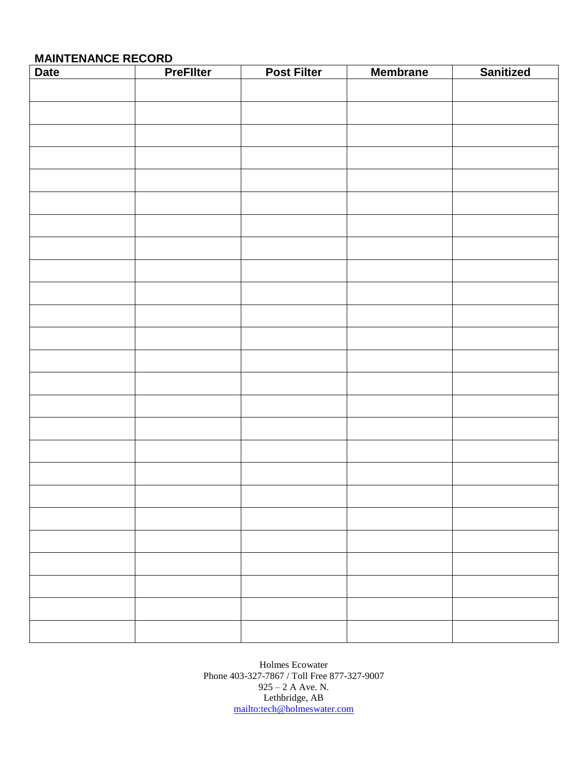**MAINTENANCE RECORD**

| Date | PreFIlter | Post Filter | Membrane | Sanitized |
|---|---|---|---|---|
| | | | | |
| | | | | |
| | | | | |
| | | | | |
| | | | | |
| | | | | |
| | | | | |
| | | | | |
| | | | | |
| | | | | |
| | | | | |
| | | | | |
| | | | | |
| | | | | |
| | | | | |
| | | | | |
| | | | | |
| | | | | |
| | | | | |
| | | | | |
| | | | | |
| | | | | |
| | | | | |
| | | | | |
| | | | | |

Holmes Ecowater
Phone 403-327-7867 / Toll Free 877-327-9007
925 – 2 A Ave. N.
Lethbridge, AB
mailto:tech@holmeswater.com